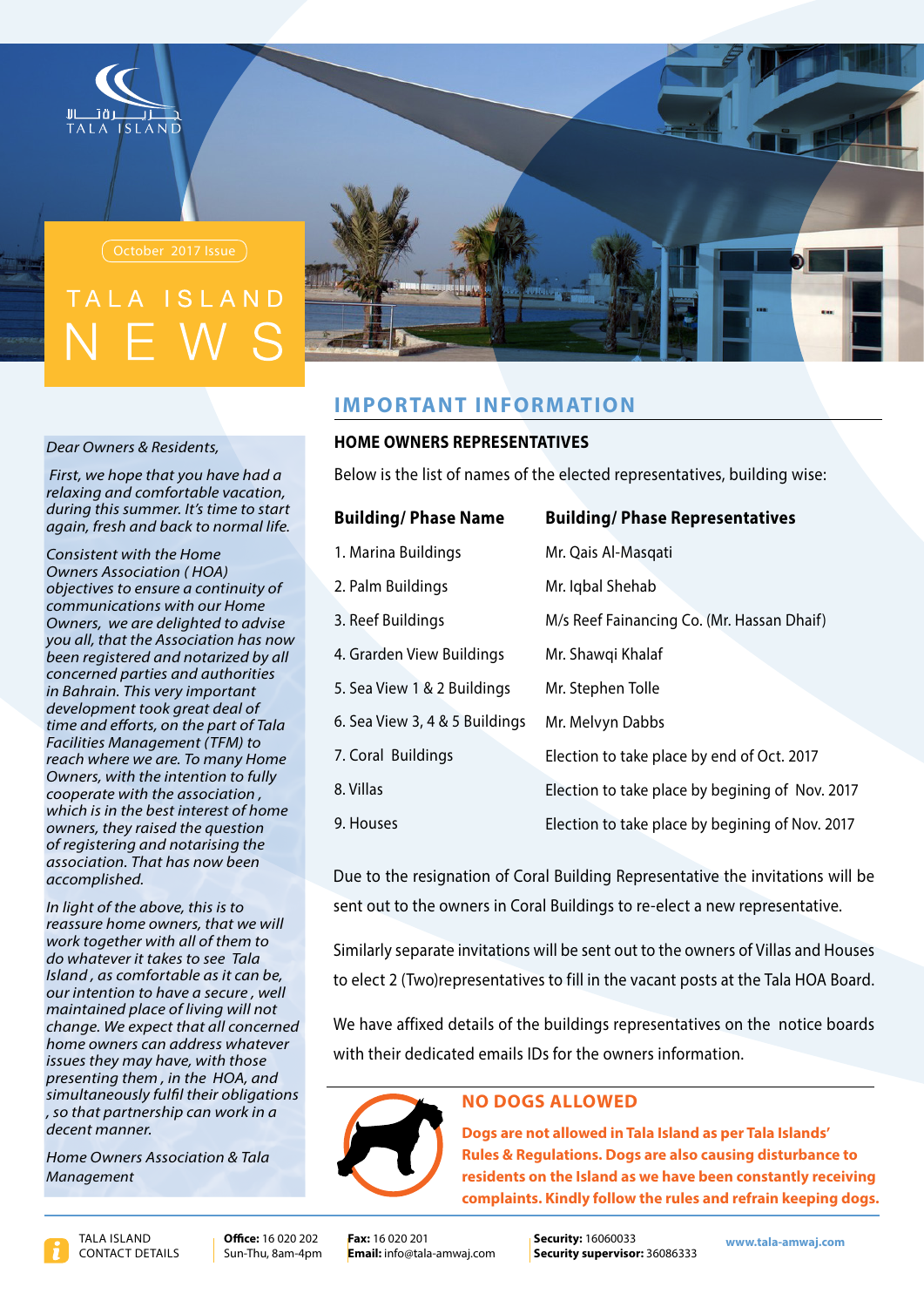TALA ISLAND

October 2017 Issue

# TALA ISLAND NEWS

*Dear Owners & Residents,*

*First, we hope that you have had a relaxing and comfortable vacation, during this summer. It's time to start again, fresh and back to normal life.*

*Consistent with the Home Owners Association ( HOA) objectives to ensure a continuity of communications with our Home Owners, we are delighted to advise you all, that the Association has now been registered and notarized by all concerned parties and authorities in Bahrain. This very important development took great deal of time and efforts, on the part of Tala Facilities Management (TFM) to reach where we are. To many Home Owners, with the intention to fully cooperate with the association , which is in the best interest of home owners, they raised the question of registering and notarising the association. That has now been accomplished.*

*In light of the above, this is to reassure home owners, that we will work together with all of them to do whatever it takes to see Tala Island , as comfortable as it can be, our intention to have a secure , well maintained place of living will not change. We expect that all concerned home owners can address whatever issues they may have, with those presenting them , in the HOA, and simultaneously fulfil their obligations , so that partnership can work in a decent manner.*

*Home Owners Association & Tala Management*

## IMPORTANT INFORMATION

### HOME OWNERS REPRESENTATIVES

Below is the list of names of the elected representatives, building wise:

| Building/ Phase Name | Building/ Phase Representatives |
|---|---|
| 1. Marina Buildings | Mr. Qais Al-Masqati |
| 2. Palm Buildings | Mr. Iqbal Shehab |
| 3. Reef Buildings | M/s Reef Fainancing Co. (Mr. Hassan Dhaif) |
| 4. Grarden View Buildings | Mr. Shawqi Khalaf |
| 5. Sea View 1 & 2 Buildings | Mr. Stephen Tolle |
| 6. Sea View 3, 4 & 5 Buildings | Mr. Melvyn Dabbs |
| 7. Coral Buildings | Election to take place by end of Oct. 2017 |
| 8. Villas | Election to take place by begining of Nov. 2017 |
| 9. Houses | Election to take place by begining of Nov. 2017 |

Due to the resignation of Coral Building Representative the invitations will be sent out to the owners in Coral Buildings to re-elect a new representative.

Similarly separate invitations will be sent out to the owners of Villas and Houses to elect 2 (Two)representatives to fill in the vacant posts at the Tala HOA Board.

We have affixed details of the buildings representatives on the notice boards with their dedicated emails IDs for the owners information.

## NO DOGS ALLOWED

**Dogs are not allowed in Tala Island as per Tala Islands' Rules & Regulations. Dogs are also causing disturbance to residents on the Island as we have been constantly receiving complaints. Kindly follow the rules and refrain keeping dogs.**

TALA ISLAND CONTACT DETAILS | **Office:** 16 020 202 Sun-Thu, 8am-4pm | **Fax:** 16 020 201 **Email:** info@tala-amwaj.com | **Security:** 16060033 **Security supervisor:** 36086333 | www.tala-amwaj.com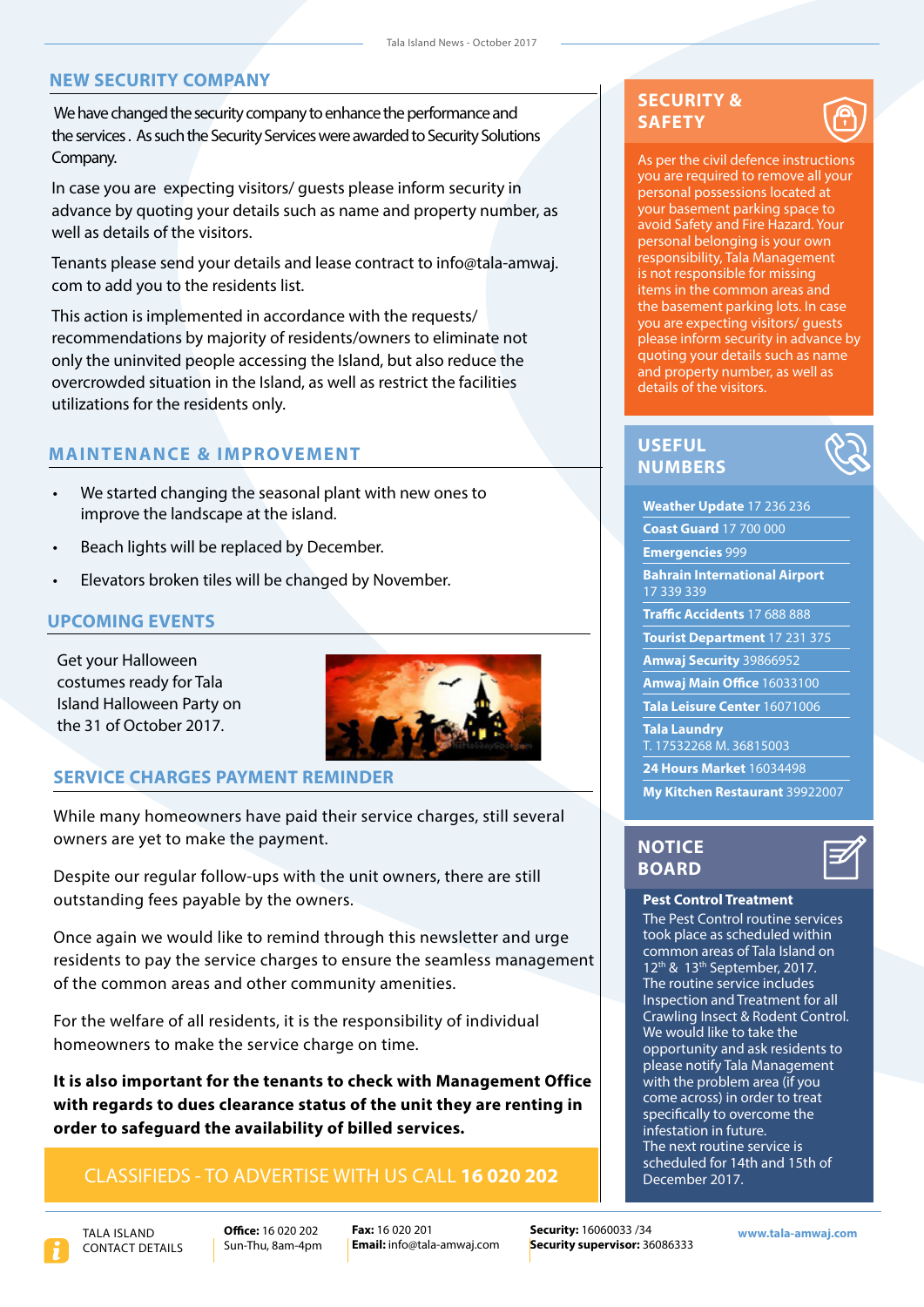## NEW SECURITY COMPANY

We have changed the security company to enhance the performance and the services . As such the Security Services were awarded to Security Solutions Company.

In case you are expecting visitors/ guests please inform security in advance by quoting your details such as name and property number, as well as details of the visitors.

Tenants please send your details and lease contract to info@tala-amwaj.com to add you to the residents list.

This action is implemented in accordance with the requests/ recommendations by majority of residents/owners to eliminate not only the uninvited people accessing the Island, but also reduce the overcrowded situation in the Island, as well as restrict the facilities utilizations for the residents only.

## MAINTENANCE & IMPROVEMENT

- We started changing the seasonal plant with new ones to improve the landscape at the island.
- Beach lights will be replaced by December.
- Elevators broken tiles will be changed by November.

## UPCOMING EVENTS

Get your Halloween costumes ready for Tala Island Halloween Party on the 31 of October 2017.

## SERVICE CHARGES PAYMENT REMINDER

While many homeowners have paid their service charges, still several owners are yet to make the payment.

Despite our regular follow-ups with the unit owners, there are still outstanding fees payable by the owners.

Once again we would like to remind through this newsletter and urge residents to pay the service charges to ensure the seamless management of the common areas and other community amenities.

For the welfare of all residents, it is the responsibility of individual homeowners to make the service charge on time.

**It is also important for the tenants to check with Management Office with regards to dues clearance status of the unit they are renting in order to safeguard the availability of billed services.**

CLASSIFIEDS - TO ADVERTISE WITH US CALL **16 020 202**

## SECURITY & SAFETY

As per the civil defence instructions you are required to remove all your personal possessions located at your basement parking space to avoid Safety and Fire Hazard. Your personal belonging is your own responsibility, Tala Management is not responsible for missing items in the common areas and the basement parking lots. In case you are expecting visitors/ guests please inform security in advance by quoting your details such as name and property number, as well as details of the visitors.

## USEFUL NUMBERS

**Weather Update** 17 236 236
**Coast Guard** 17 700 000
**Emergencies** 999
**Bahrain International Airport** 17 339 339
**Traffic Accidents** 17 688 888
**Tourist Department** 17 231 375
**Amwaj Security** 39866952
**Amwaj Main Office** 16033100
**Tala Leisure Center** 16071006
**Tala Laundry** T. 17532268 M. 36815003
**24 Hours Market** 16034498
**My Kitchen Restaurant** 39922007

## NOTICE BOARD

**Pest Control Treatment**

The Pest Control routine services took place as scheduled within common areas of Tala Island on 12th & 13th September, 2017. The routine service includes Inspection and Treatment for all Crawling Insect & Rodent Control. We would like to take the opportunity and ask residents to please notify Tala Management with the problem area (if you come across) in order to treat specifically to overcome the infestation in future. The next routine service is scheduled for 14th and 15th of December 2017.

TALA ISLAND CONTACT DETAILS

**Office:** 16 020 202 Sun-Thu, 8am-4pm

**Fax:** 16 020 201
**Email:** info@tala-amwaj.com

**Security:** 16060033 /34
**Security supervisor:** 36086333

www.tala-amwaj.com